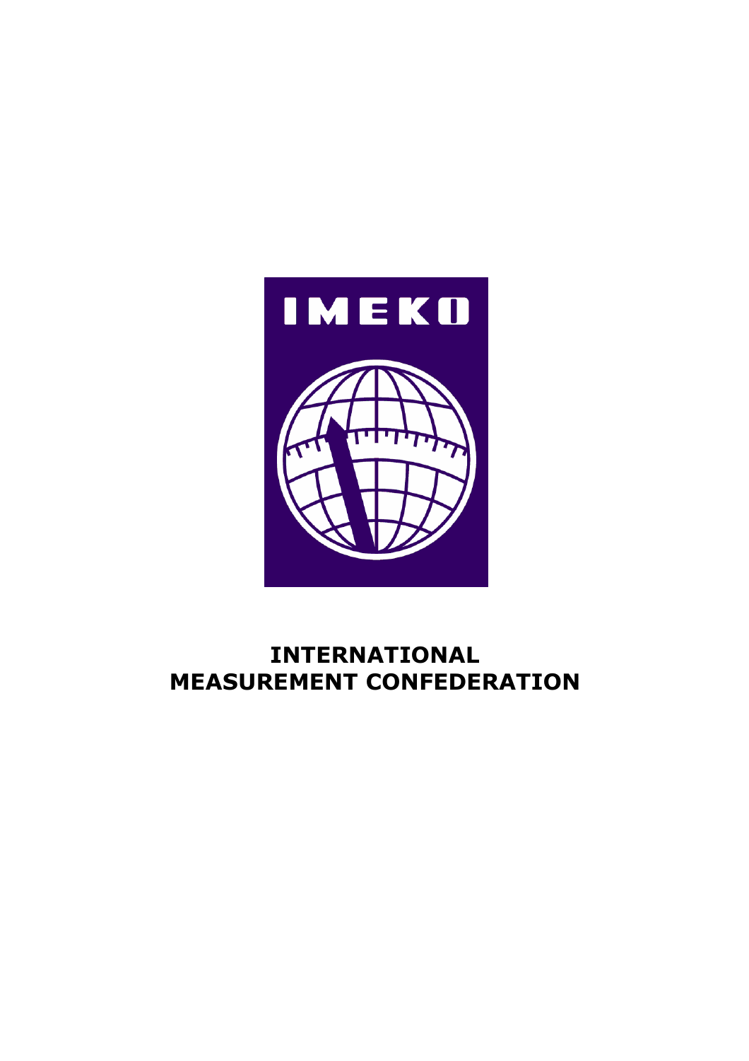IMEKO

# INTERNATIONAL MEASUREMENT CONFEDERATION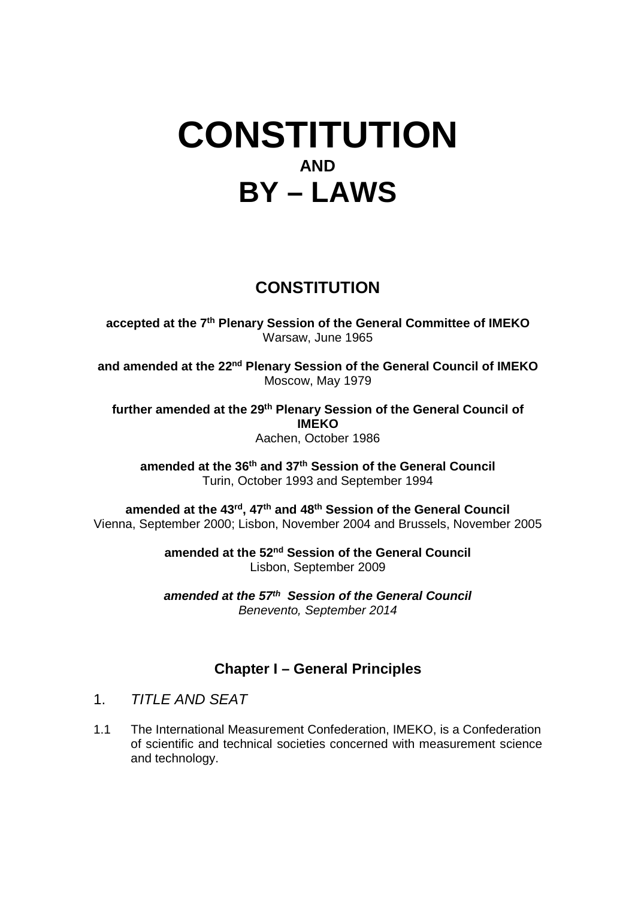# CONSTITUTION

**AND**

# BY – LAWS

## CONSTITUTION

**accepted at the 7th Plenary Session of the General Committee of IMEKO**
Warsaw, June 1965

**and amended at the 22nd Plenary Session of the General Council of IMEKO**
Moscow, May 1979

**further amended at the 29th Plenary Session of the General Council of IMEKO**
Aachen, October 1986

**amended at the 36th and 37th Session of the General Council**
Turin, October 1993 and September 1994

**amended at the 43rd, 47th and 48th Session of the General Council**
Vienna, September 2000; Lisbon, November 2004 and Brussels, November 2005

**amended at the 52nd Session of the General Council**
Lisbon, September 2009

***amended at the 57th Session of the General Council***
*Benevento, September 2014*

### Chapter I – General Principles

1. *TITLE AND SEAT*

1.1 The International Measurement Confederation, IMEKO, is a Confederation of scientific and technical societies concerned with measurement science and technology.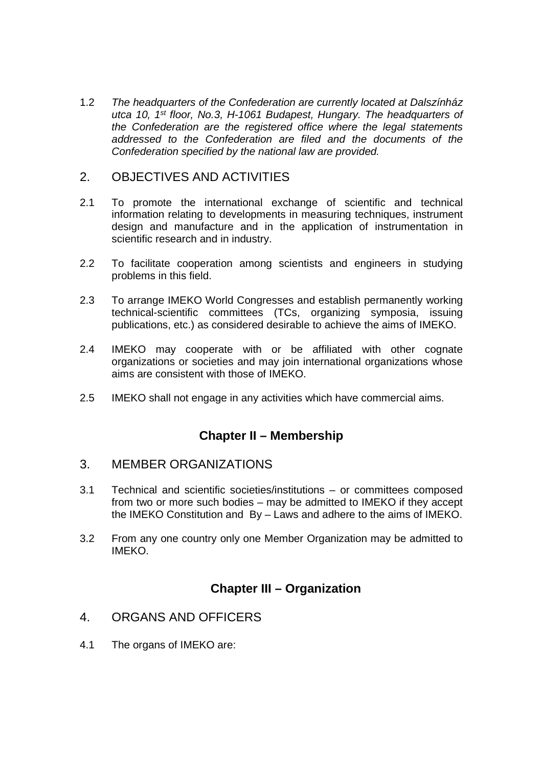1.2 *The headquarters of the Confederation are currently located at Dalszínház utca 10, 1st floor, No.3, H-1061 Budapest, Hungary. The headquarters of the Confederation are the registered office where the legal statements addressed to the Confederation are filed and the documents of the Confederation specified by the national law are provided.*

## 2. OBJECTIVES AND ACTIVITIES

2.1 To promote the international exchange of scientific and technical information relating to developments in measuring techniques, instrument design and manufacture and in the application of instrumentation in scientific research and in industry.

2.2 To facilitate cooperation among scientists and engineers in studying problems in this field.

2.3 To arrange IMEKO World Congresses and establish permanently working technical-scientific committees (TCs, organizing symposia, issuing publications, etc.) as considered desirable to achieve the aims of IMEKO.

2.4 IMEKO may cooperate with or be affiliated with other cognate organizations or societies and may join international organizations whose aims are consistent with those of IMEKO.

2.5 IMEKO shall not engage in any activities which have commercial aims.

# Chapter II – Membership

## 3. MEMBER ORGANIZATIONS

3.1 Technical and scientific societies/institutions – or committees composed from two or more such bodies – may be admitted to IMEKO if they accept the IMEKO Constitution and By – Laws and adhere to the aims of IMEKO.

3.2 From any one country only one Member Organization may be admitted to IMEKO.

# Chapter III – Organization

## 4. ORGANS AND OFFICERS

4.1 The organs of IMEKO are: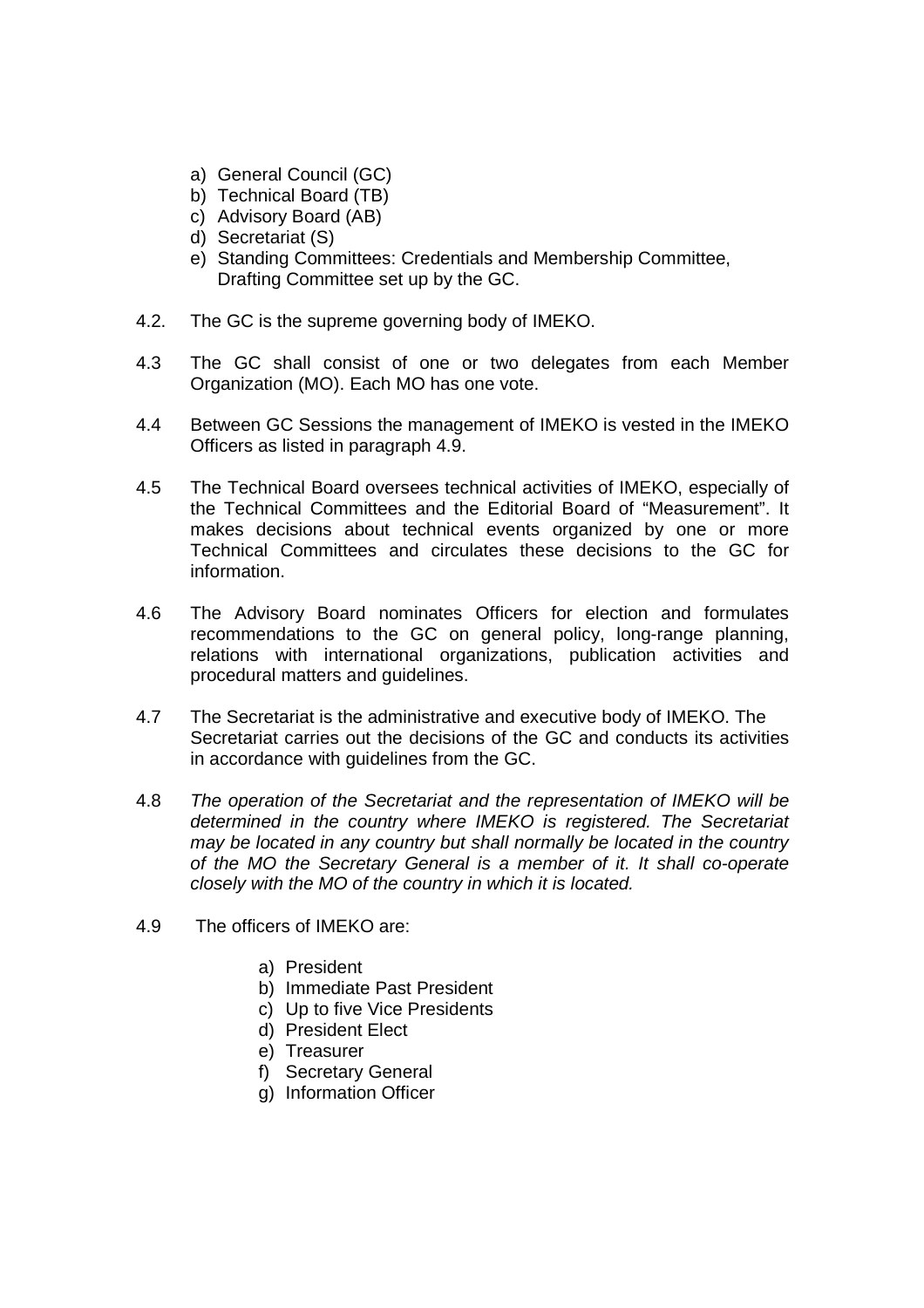a) General Council (GC)
b) Technical Board (TB)
c) Advisory Board (AB)
d) Secretariat (S)
e) Standing Committees: Credentials and Membership Committee, Drafting Committee set up by the GC.

4.2. The GC is the supreme governing body of IMEKO.

4.3 The GC shall consist of one or two delegates from each Member Organization (MO). Each MO has one vote.

4.4 Between GC Sessions the management of IMEKO is vested in the IMEKO Officers as listed in paragraph 4.9.

4.5 The Technical Board oversees technical activities of IMEKO, especially of the Technical Committees and the Editorial Board of "Measurement". It makes decisions about technical events organized by one or more Technical Committees and circulates these decisions to the GC for information.

4.6 The Advisory Board nominates Officers for election and formulates recommendations to the GC on general policy, long-range planning, relations with international organizations, publication activities and procedural matters and guidelines.

4.7 The Secretariat is the administrative and executive body of IMEKO. The Secretariat carries out the decisions of the GC and conducts its activities in accordance with guidelines from the GC.

4.8 *The operation of the Secretariat and the representation of IMEKO will be determined in the country where IMEKO is registered. The Secretariat may be located in any country but shall normally be located in the country of the MO the Secretary General is a member of it. It shall co-operate closely with the MO of the country in which it is located.*

4.9 The officers of IMEKO are:

a) President
b) Immediate Past President
c) Up to five Vice Presidents
d) President Elect
e) Treasurer
f) Secretary General
g) Information Officer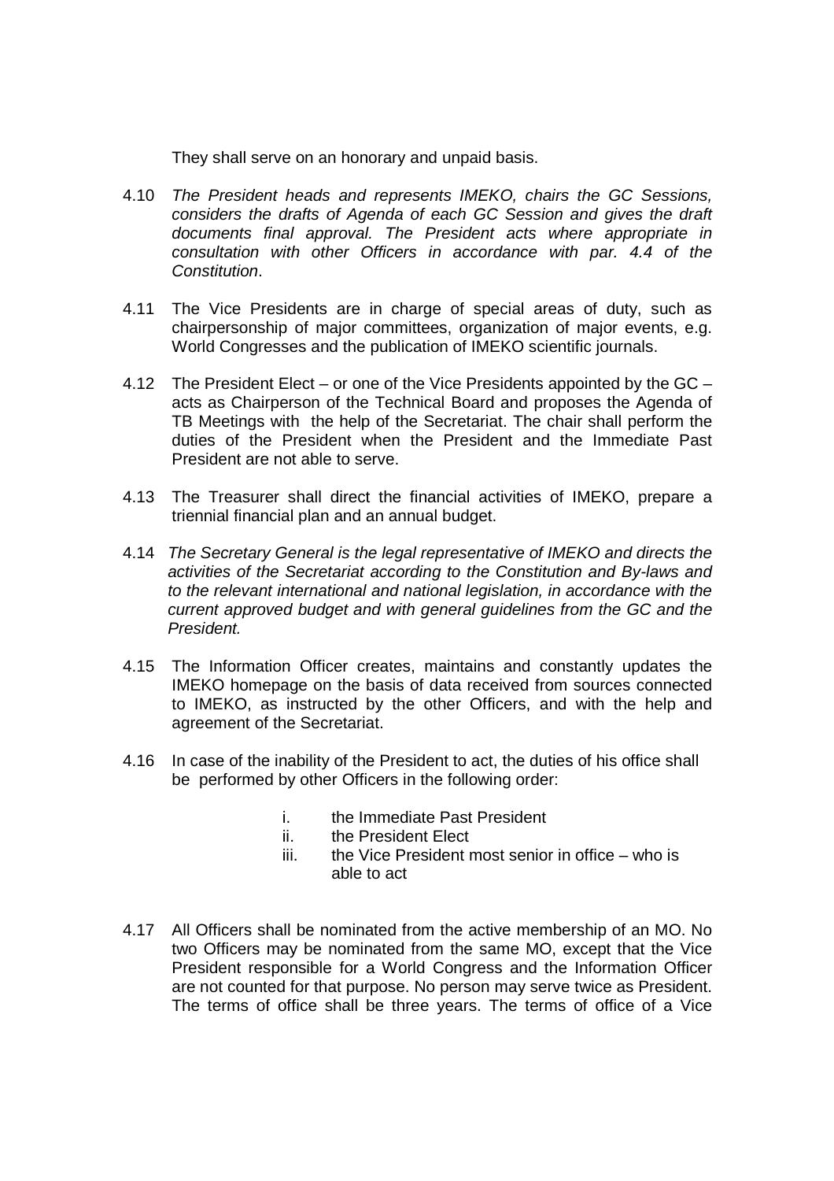They shall serve on an honorary and unpaid basis.

4.10 *The President heads and represents IMEKO, chairs the GC Sessions, considers the drafts of Agenda of each GC Session and gives the draft documents final approval. The President acts where appropriate in consultation with other Officers in accordance with par. 4.4 of the Constitution*.

4.11 The Vice Presidents are in charge of special areas of duty, such as chairpersonship of major committees, organization of major events, e.g. World Congresses and the publication of IMEKO scientific journals.

4.12 The President Elect – or one of the Vice Presidents appointed by the GC – acts as Chairperson of the Technical Board and proposes the Agenda of TB Meetings with the help of the Secretariat. The chair shall perform the duties of the President when the President and the Immediate Past President are not able to serve.

4.13 The Treasurer shall direct the financial activities of IMEKO, prepare a triennial financial plan and an annual budget.

4.14 *The Secretary General is the legal representative of IMEKO and directs the activities of the Secretariat according to the Constitution and By-laws and to the relevant international and national legislation, in accordance with the current approved budget and with general guidelines from the GC and the President.*

4.15 The Information Officer creates, maintains and constantly updates the IMEKO homepage on the basis of data received from sources connected to IMEKO, as instructed by the other Officers, and with the help and agreement of the Secretariat.

4.16 In case of the inability of the President to act, the duties of his office shall be performed by other Officers in the following order:

i. the Immediate Past President
ii. the President Elect
iii. the Vice President most senior in office – who is able to act

4.17 All Officers shall be nominated from the active membership of an MO. No two Officers may be nominated from the same MO, except that the Vice President responsible for a World Congress and the Information Officer are not counted for that purpose. No person may serve twice as President. The terms of office shall be three years. The terms of office of a Vice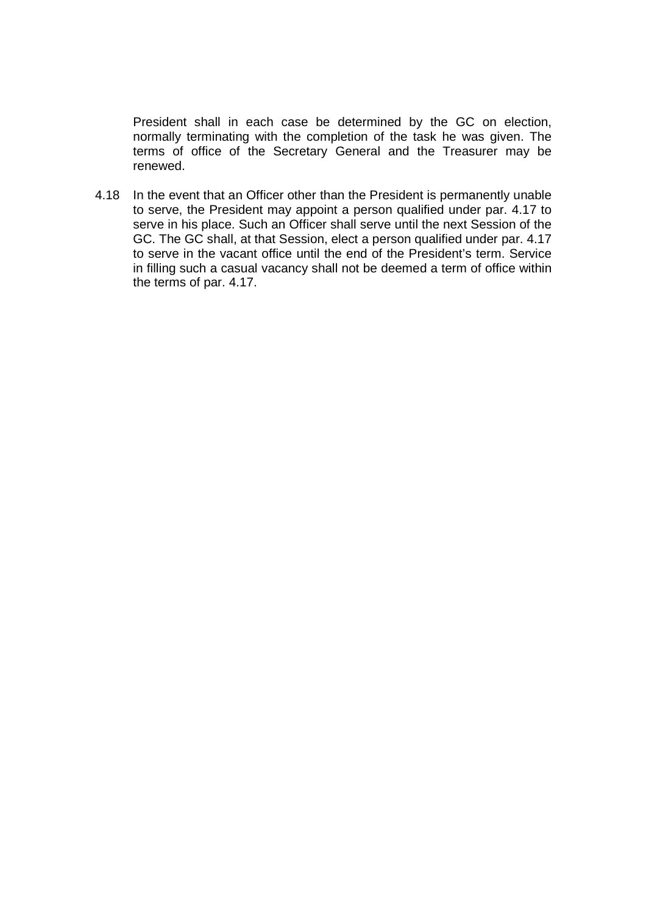President shall in each case be determined by the GC on election, normally terminating with the completion of the task he was given. The terms of office of the Secretary General and the Treasurer may be renewed.

4.18 In the event that an Officer other than the President is permanently unable to serve, the President may appoint a person qualified under par. 4.17 to serve in his place. Such an Officer shall serve until the next Session of the GC. The GC shall, at that Session, elect a person qualified under par. 4.17 to serve in the vacant office until the end of the President's term. Service in filling such a casual vacancy shall not be deemed a term of office within the terms of par. 4.17.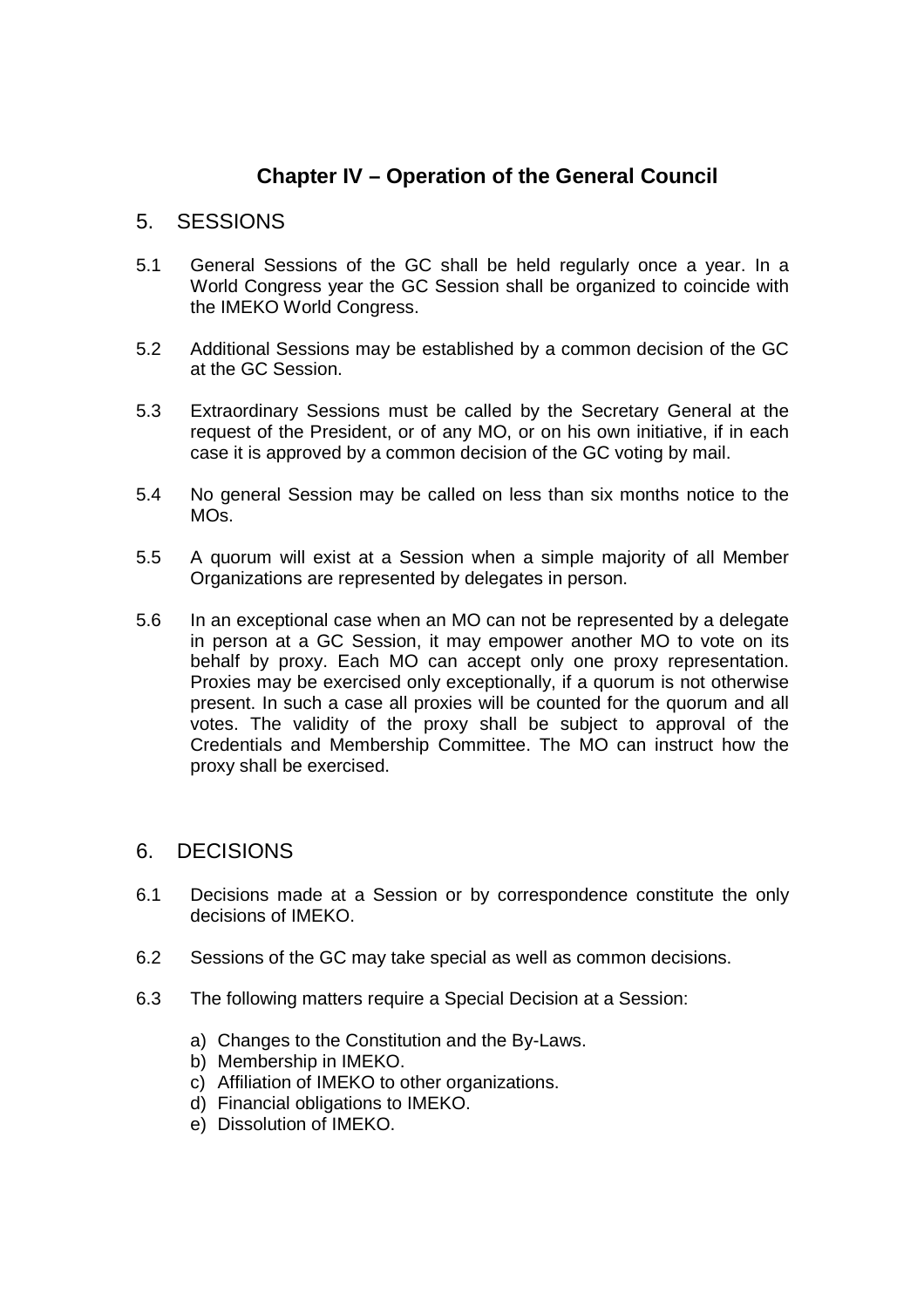## Chapter IV – Operation of the General Council

### 5. SESSIONS

5.1 General Sessions of the GC shall be held regularly once a year. In a World Congress year the GC Session shall be organized to coincide with the IMEKO World Congress.

5.2 Additional Sessions may be established by a common decision of the GC at the GC Session.

5.3 Extraordinary Sessions must be called by the Secretary General at the request of the President, or of any MO, or on his own initiative, if in each case it is approved by a common decision of the GC voting by mail.

5.4 No general Session may be called on less than six months notice to the MOs.

5.5 A quorum will exist at a Session when a simple majority of all Member Organizations are represented by delegates in person.

5.6 In an exceptional case when an MO can not be represented by a delegate in person at a GC Session, it may empower another MO to vote on its behalf by proxy. Each MO can accept only one proxy representation. Proxies may be exercised only exceptionally, if a quorum is not otherwise present. In such a case all proxies will be counted for the quorum and all votes. The validity of the proxy shall be subject to approval of the Credentials and Membership Committee. The MO can instruct how the proxy shall be exercised.

### 6. DECISIONS

6.1 Decisions made at a Session or by correspondence constitute the only decisions of IMEKO.

6.2 Sessions of the GC may take special as well as common decisions.

6.3 The following matters require a Special Decision at a Session:

a) Changes to the Constitution and the By-Laws.
b) Membership in IMEKO.
c) Affiliation of IMEKO to other organizations.
d) Financial obligations to IMEKO.
e) Dissolution of IMEKO.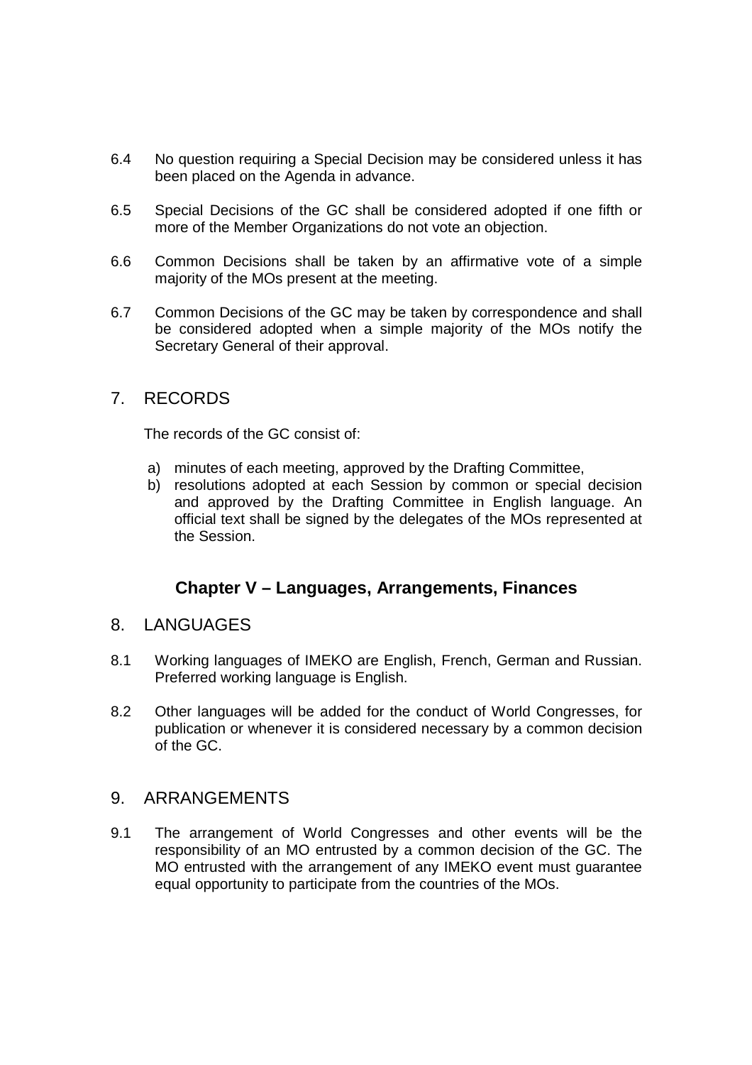6.4 No question requiring a Special Decision may be considered unless it has been placed on the Agenda in advance.

6.5 Special Decisions of the GC shall be considered adopted if one fifth or more of the Member Organizations do not vote an objection.

6.6 Common Decisions shall be taken by an affirmative vote of a simple majority of the MOs present at the meeting.

6.7 Common Decisions of the GC may be taken by correspondence and shall be considered adopted when a simple majority of the MOs notify the Secretary General of their approval.

## 7. RECORDS

The records of the GC consist of:

a) minutes of each meeting, approved by the Drafting Committee,
b) resolutions adopted at each Session by common or special decision and approved by the Drafting Committee in English language. An official text shall be signed by the delegates of the MOs represented at the Session.

# Chapter V – Languages, Arrangements, Finances

## 8. LANGUAGES

8.1 Working languages of IMEKO are English, French, German and Russian. Preferred working language is English.

8.2 Other languages will be added for the conduct of World Congresses, for publication or whenever it is considered necessary by a common decision of the GC.

## 9. ARRANGEMENTS

9.1 The arrangement of World Congresses and other events will be the responsibility of an MO entrusted by a common decision of the GC. The MO entrusted with the arrangement of any IMEKO event must guarantee equal opportunity to participate from the countries of the MOs.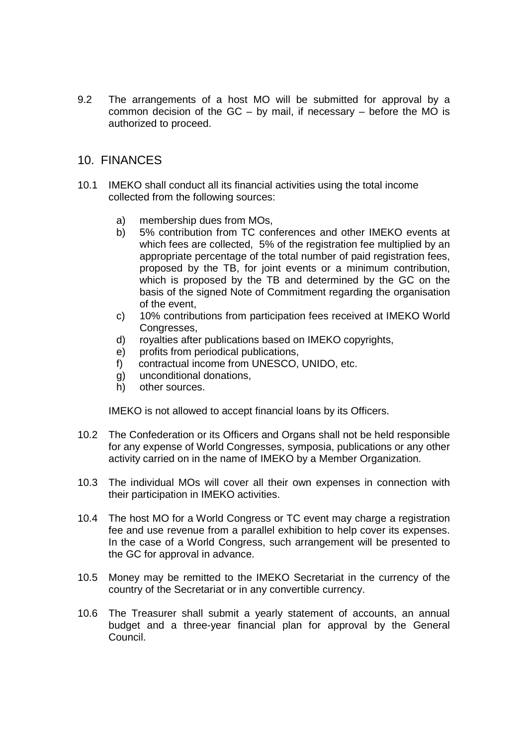9.2 The arrangements of a host MO will be submitted for approval by a common decision of the GC – by mail, if necessary – before the MO is authorized to proceed.

## 10. FINANCES

10.1 IMEKO shall conduct all its financial activities using the total income collected from the following sources:

a) membership dues from MOs,
b) 5% contribution from TC conferences and other IMEKO events at which fees are collected, 5% of the registration fee multiplied by an appropriate percentage of the total number of paid registration fees, proposed by the TB, for joint events or a minimum contribution, which is proposed by the TB and determined by the GC on the basis of the signed Note of Commitment regarding the organisation of the event,
c) 10% contributions from participation fees received at IMEKO World Congresses,
d) royalties after publications based on IMEKO copyrights,
e) profits from periodical publications,
f) contractual income from UNESCO, UNIDO, etc.
g) unconditional donations,
h) other sources.

IMEKO is not allowed to accept financial loans by its Officers.

10.2 The Confederation or its Officers and Organs shall not be held responsible for any expense of World Congresses, symposia, publications or any other activity carried on in the name of IMEKO by a Member Organization.

10.3 The individual MOs will cover all their own expenses in connection with their participation in IMEKO activities.

10.4 The host MO for a World Congress or TC event may charge a registration fee and use revenue from a parallel exhibition to help cover its expenses. In the case of a World Congress, such arrangement will be presented to the GC for approval in advance.

10.5 Money may be remitted to the IMEKO Secretariat in the currency of the country of the Secretariat or in any convertible currency.

10.6 The Treasurer shall submit a yearly statement of accounts, an annual budget and a three-year financial plan for approval by the General Council.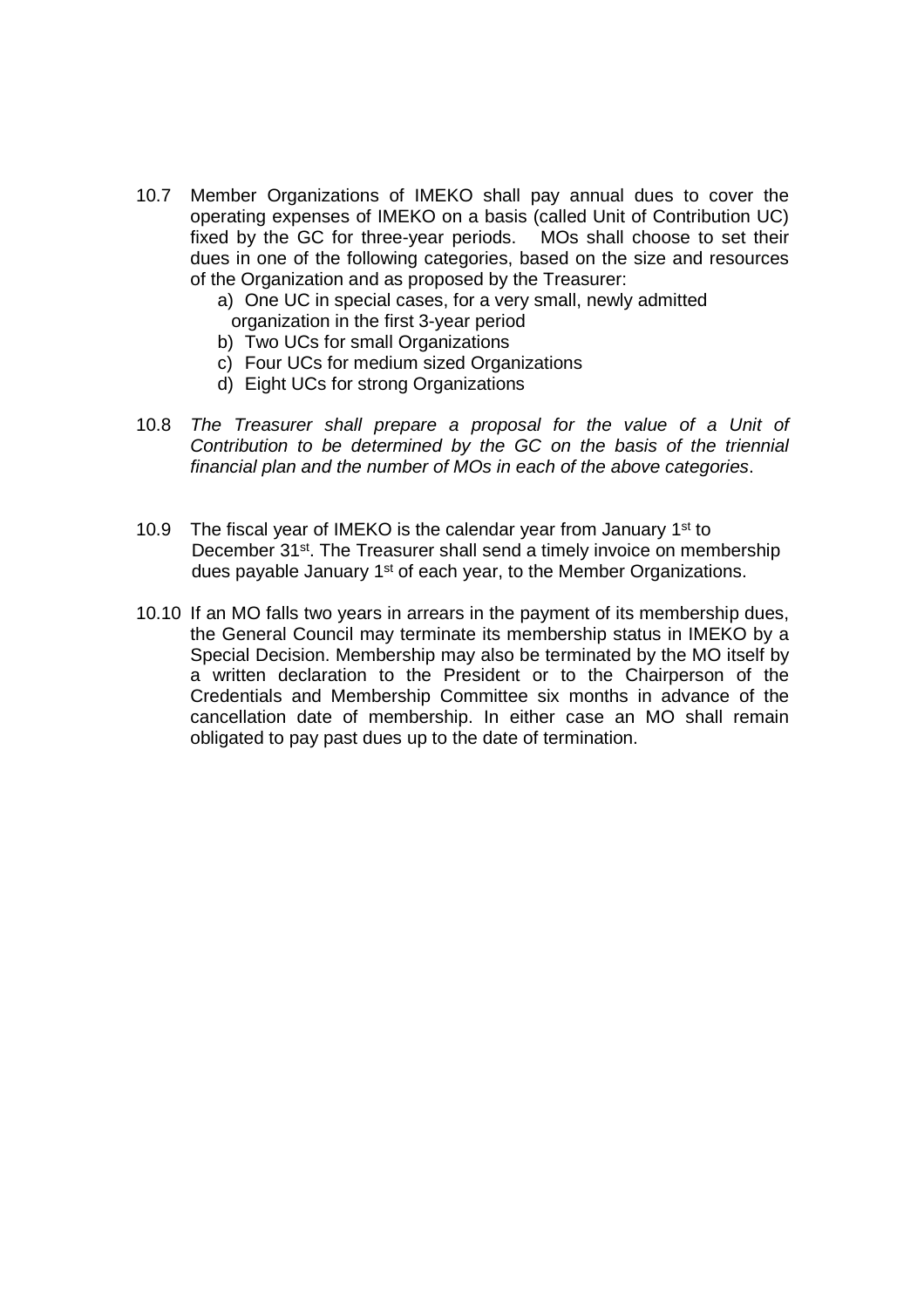10.7 Member Organizations of IMEKO shall pay annual dues to cover the operating expenses of IMEKO on a basis (called Unit of Contribution UC) fixed by the GC for three-year periods. MOs shall choose to set their dues in one of the following categories, based on the size and resources of the Organization and as proposed by the Treasurer:

a) One UC in special cases, for a very small, newly admitted organization in the first 3-year period
b) Two UCs for small Organizations
c) Four UCs for medium sized Organizations
d) Eight UCs for strong Organizations

10.8 *The Treasurer shall prepare a proposal for the value of a Unit of Contribution to be determined by the GC on the basis of the triennial financial plan and the number of MOs in each of the above categories*.

10.9 The fiscal year of IMEKO is the calendar year from January 1st to December 31st. The Treasurer shall send a timely invoice on membership dues payable January 1st of each year, to the Member Organizations.

10.10 If an MO falls two years in arrears in the payment of its membership dues, the General Council may terminate its membership status in IMEKO by a Special Decision. Membership may also be terminated by the MO itself by a written declaration to the President or to the Chairperson of the Credentials and Membership Committee six months in advance of the cancellation date of membership. In either case an MO shall remain obligated to pay past dues up to the date of termination.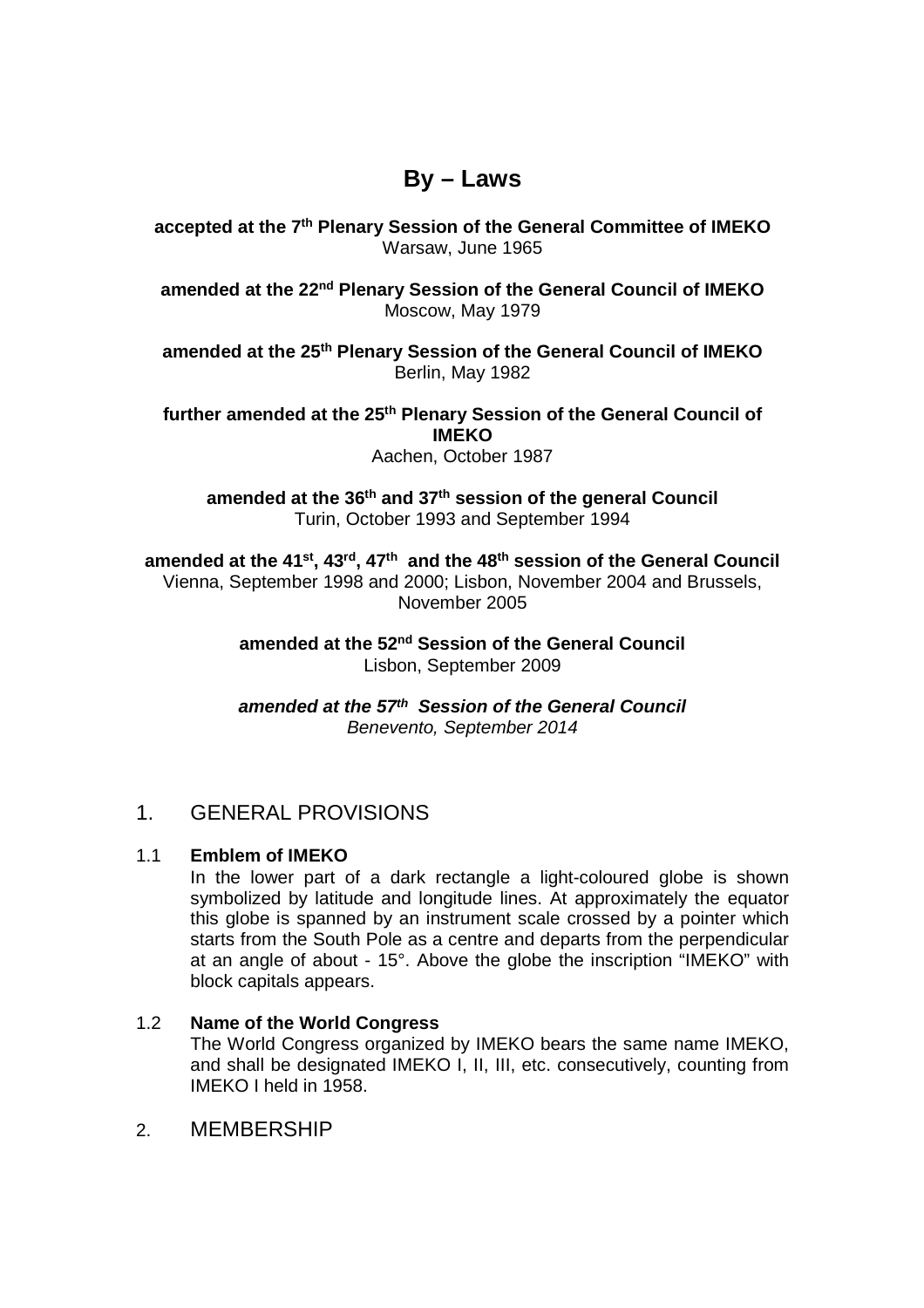# By – Laws

**accepted at the 7th Plenary Session of the General Committee of IMEKO**
Warsaw, June 1965

**amended at the 22nd Plenary Session of the General Council of IMEKO**
Moscow, May 1979

**amended at the 25th Plenary Session of the General Council of IMEKO**
Berlin, May 1982

**further amended at the 25th Plenary Session of the General Council of IMEKO**
Aachen, October 1987

**amended at the 36th and 37th session of the general Council**
Turin, October 1993 and September 1994

**amended at the 41st, 43rd, 47th and the 48th session of the General Council**
Vienna, September 1998 and 2000; Lisbon, November 2004 and Brussels, November 2005

**amended at the 52nd Session of the General Council**
Lisbon, September 2009

***amended at the 57th Session of the General Council***
*Benevento, September 2014*

## 1. GENERAL PROVISIONS

### 1.1 Emblem of IMEKO

In the lower part of a dark rectangle a light-coloured globe is shown symbolized by latitude and longitude lines. At approximately the equator this globe is spanned by an instrument scale crossed by a pointer which starts from the South Pole as a centre and departs from the perpendicular at an angle of about - 15°. Above the globe the inscription "IMEKO" with block capitals appears.

### 1.2 Name of the World Congress

The World Congress organized by IMEKO bears the same name IMEKO, and shall be designated IMEKO I, II, III, etc. consecutively, counting from IMEKO I held in 1958.

## 2. MEMBERSHIP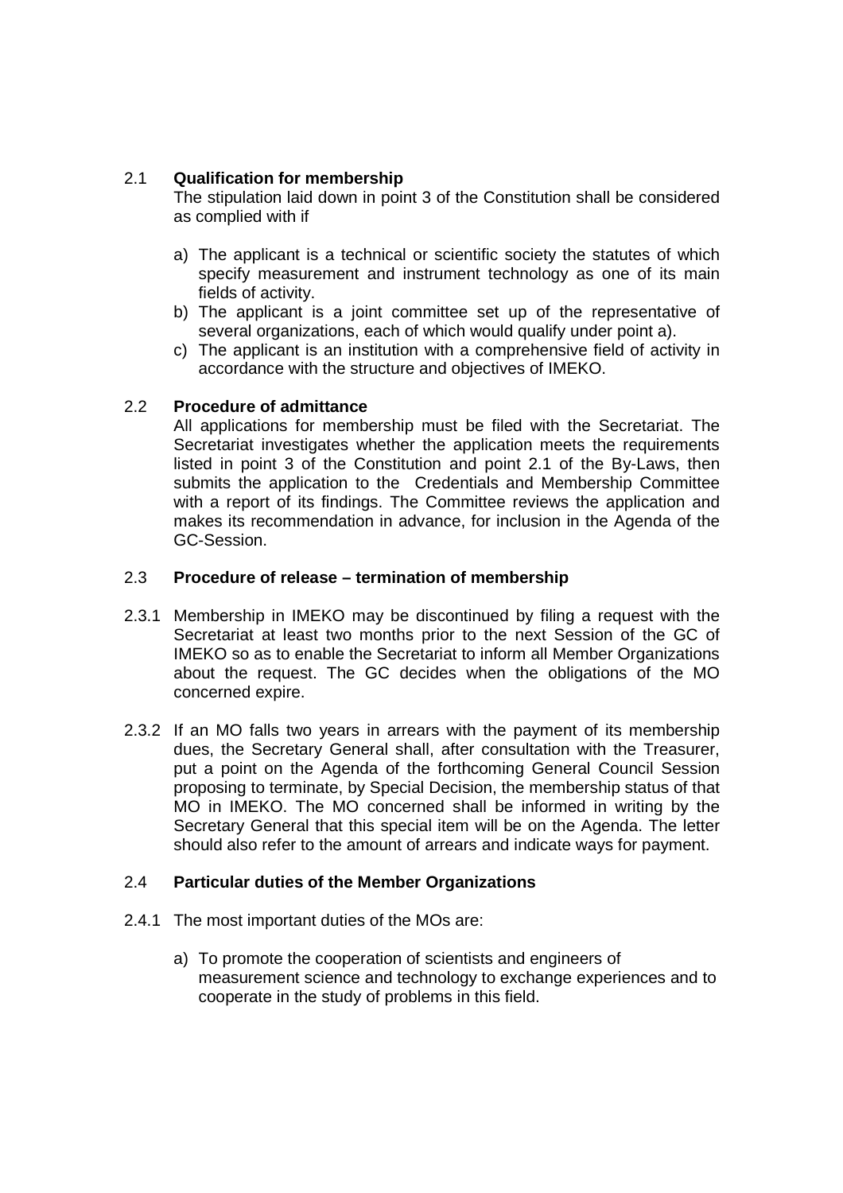## 2.1 Qualification for membership

The stipulation laid down in point 3 of the Constitution shall be considered as complied with if

a) The applicant is a technical or scientific society the statutes of which specify measurement and instrument technology as one of its main fields of activity.
b) The applicant is a joint committee set up of the representative of several organizations, each of which would qualify under point a).
c) The applicant is an institution with a comprehensive field of activity in accordance with the structure and objectives of IMEKO.

## 2.2 Procedure of admittance

All applications for membership must be filed with the Secretariat. The Secretariat investigates whether the application meets the requirements listed in point 3 of the Constitution and point 2.1 of the By-Laws, then submits the application to the Credentials and Membership Committee with a report of its findings. The Committee reviews the application and makes its recommendation in advance, for inclusion in the Agenda of the GC-Session.

## 2.3 Procedure of release – termination of membership

2.3.1 Membership in IMEKO may be discontinued by filing a request with the Secretariat at least two months prior to the next Session of the GC of IMEKO so as to enable the Secretariat to inform all Member Organizations about the request. The GC decides when the obligations of the MO concerned expire.

2.3.2 If an MO falls two years in arrears with the payment of its membership dues, the Secretary General shall, after consultation with the Treasurer, put a point on the Agenda of the forthcoming General Council Session proposing to terminate, by Special Decision, the membership status of that MO in IMEKO. The MO concerned shall be informed in writing by the Secretary General that this special item will be on the Agenda. The letter should also refer to the amount of arrears and indicate ways for payment.

## 2.4 Particular duties of the Member Organizations

2.4.1 The most important duties of the MOs are:

a) To promote the cooperation of scientists and engineers of measurement science and technology to exchange experiences and to cooperate in the study of problems in this field.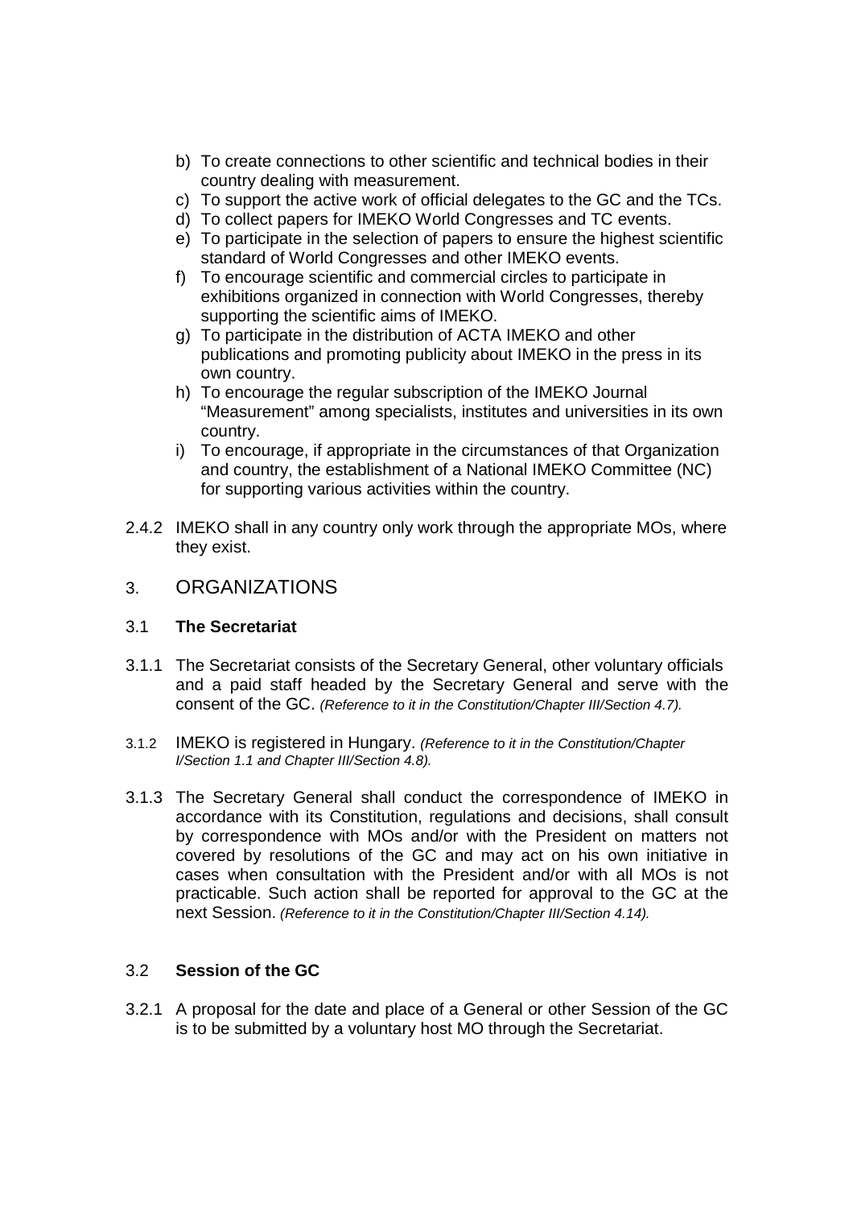b) To create connections to other scientific and technical bodies in their country dealing with measurement.
c) To support the active work of official delegates to the GC and the TCs.
d) To collect papers for IMEKO World Congresses and TC events.
e) To participate in the selection of papers to ensure the highest scientific standard of World Congresses and other IMEKO events.
f) To encourage scientific and commercial circles to participate in exhibitions organized in connection with World Congresses, thereby supporting the scientific aims of IMEKO.
g) To participate in the distribution of ACTA IMEKO and other publications and promoting publicity about IMEKO in the press in its own country.
h) To encourage the regular subscription of the IMEKO Journal "Measurement" among specialists, institutes and universities in its own country.
i) To encourage, if appropriate in the circumstances of that Organization and country, the establishment of a National IMEKO Committee (NC) for supporting various activities within the country.

2.4.2 IMEKO shall in any country only work through the appropriate MOs, where they exist.

## 3. ORGANIZATIONS

### 3.1 The Secretariat

3.1.1 The Secretariat consists of the Secretary General, other voluntary officials and a paid staff headed by the Secretary General and serve with the consent of the GC. *(Reference to it in the Constitution/Chapter III/Section 4.7).*

3.1.2 IMEKO is registered in Hungary. *(Reference to it in the Constitution/Chapter I/Section 1.1 and Chapter III/Section 4.8).*

3.1.3 The Secretary General shall conduct the correspondence of IMEKO in accordance with its Constitution, regulations and decisions, shall consult by correspondence with MOs and/or with the President on matters not covered by resolutions of the GC and may act on his own initiative in cases when consultation with the President and/or with all MOs is not practicable. Such action shall be reported for approval to the GC at the next Session. *(Reference to it in the Constitution/Chapter III/Section 4.14).*

### 3.2 Session of the GC

3.2.1 A proposal for the date and place of a General or other Session of the GC is to be submitted by a voluntary host MO through the Secretariat.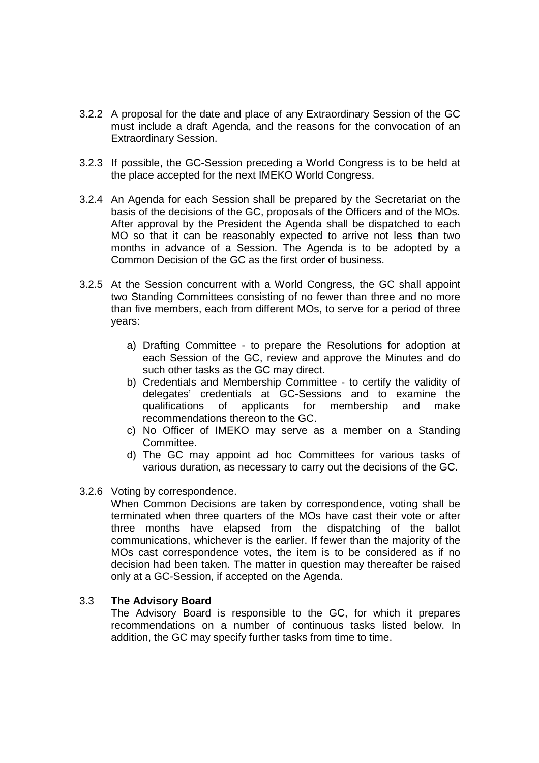3.2.2 A proposal for the date and place of any Extraordinary Session of the GC must include a draft Agenda, and the reasons for the convocation of an Extraordinary Session.

3.2.3 If possible, the GC-Session preceding a World Congress is to be held at the place accepted for the next IMEKO World Congress.

3.2.4 An Agenda for each Session shall be prepared by the Secretariat on the basis of the decisions of the GC, proposals of the Officers and of the MOs. After approval by the President the Agenda shall be dispatched to each MO so that it can be reasonably expected to arrive not less than two months in advance of a Session. The Agenda is to be adopted by a Common Decision of the GC as the first order of business.

3.2.5 At the Session concurrent with a World Congress, the GC shall appoint two Standing Committees consisting of no fewer than three and no more than five members, each from different MOs, to serve for a period of three years:

a) Drafting Committee - to prepare the Resolutions for adoption at each Session of the GC, review and approve the Minutes and do such other tasks as the GC may direct.
b) Credentials and Membership Committee - to certify the validity of delegates' credentials at GC-Sessions and to examine the qualifications of applicants for membership and make recommendations thereon to the GC.
c) No Officer of IMEKO may serve as a member on a Standing Committee.
d) The GC may appoint ad hoc Committees for various tasks of various duration, as necessary to carry out the decisions of the GC.

3.2.6 Voting by correspondence.
When Common Decisions are taken by correspondence, voting shall be terminated when three quarters of the MOs have cast their vote or after three months have elapsed from the dispatching of the ballot communications, whichever is the earlier. If fewer than the majority of the MOs cast correspondence votes, the item is to be considered as if no decision had been taken. The matter in question may thereafter be raised only at a GC-Session, if accepted on the Agenda.

### 3.3 **The Advisory Board**

The Advisory Board is responsible to the GC, for which it prepares recommendations on a number of continuous tasks listed below. In addition, the GC may specify further tasks from time to time.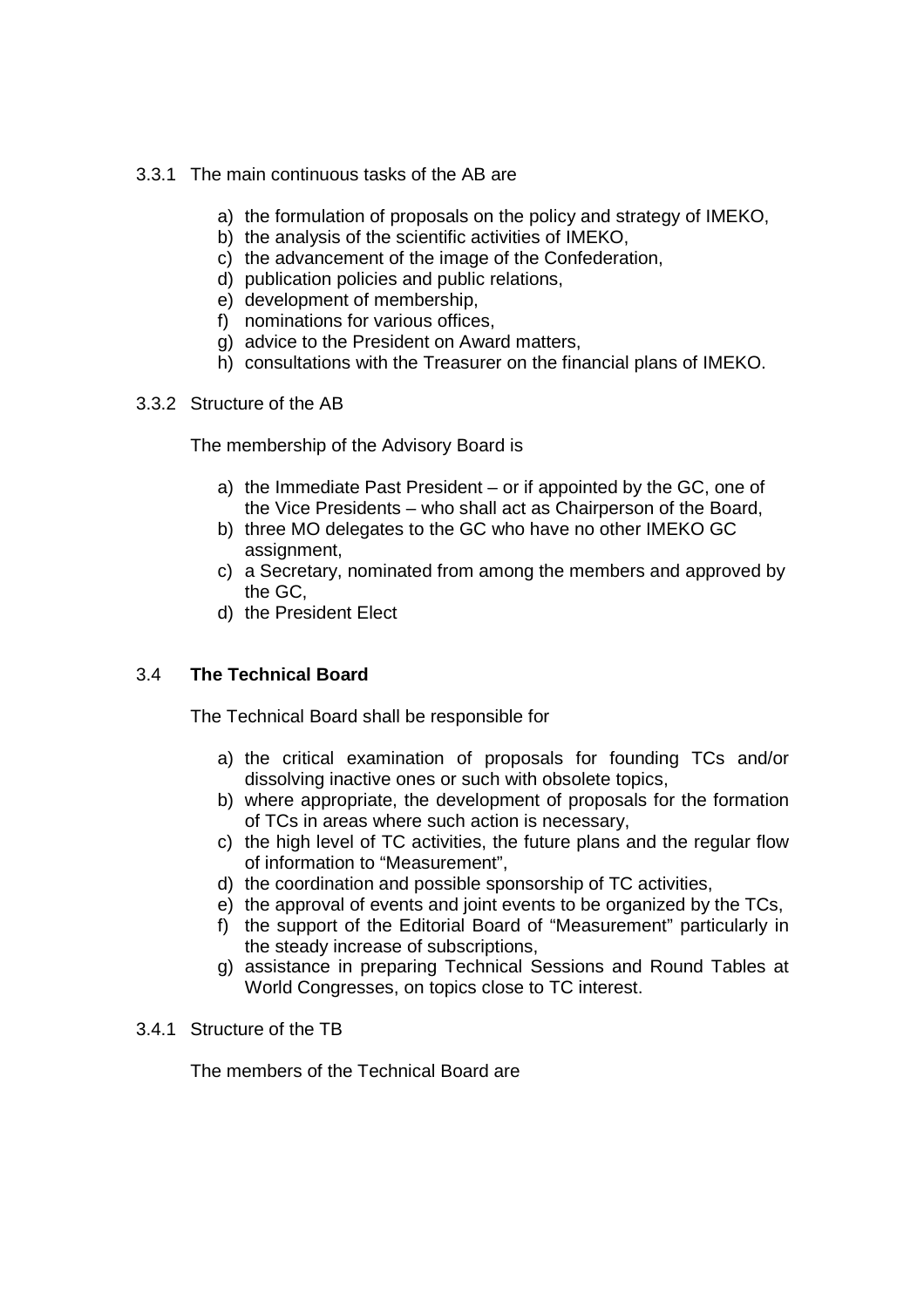3.3.1 The main continuous tasks of the AB are

a) the formulation of proposals on the policy and strategy of IMEKO,
b) the analysis of the scientific activities of IMEKO,
c) the advancement of the image of the Confederation,
d) publication policies and public relations,
e) development of membership,
f) nominations for various offices,
g) advice to the President on Award matters,
h) consultations with the Treasurer on the financial plans of IMEKO.

3.3.2 Structure of the AB

The membership of the Advisory Board is

a) the Immediate Past President – or if appointed by the GC, one of the Vice Presidents – who shall act as Chairperson of the Board,
b) three MO delegates to the GC who have no other IMEKO GC assignment,
c) a Secretary, nominated from among the members and approved by the GC,
d) the President Elect

### 3.4 The Technical Board

The Technical Board shall be responsible for

a) the critical examination of proposals for founding TCs and/or dissolving inactive ones or such with obsolete topics,
b) where appropriate, the development of proposals for the formation of TCs in areas where such action is necessary,
c) the high level of TC activities, the future plans and the regular flow of information to "Measurement",
d) the coordination and possible sponsorship of TC activities,
e) the approval of events and joint events to be organized by the TCs,
f) the support of the Editorial Board of "Measurement" particularly in the steady increase of subscriptions,
g) assistance in preparing Technical Sessions and Round Tables at World Congresses, on topics close to TC interest.

3.4.1 Structure of the TB

The members of the Technical Board are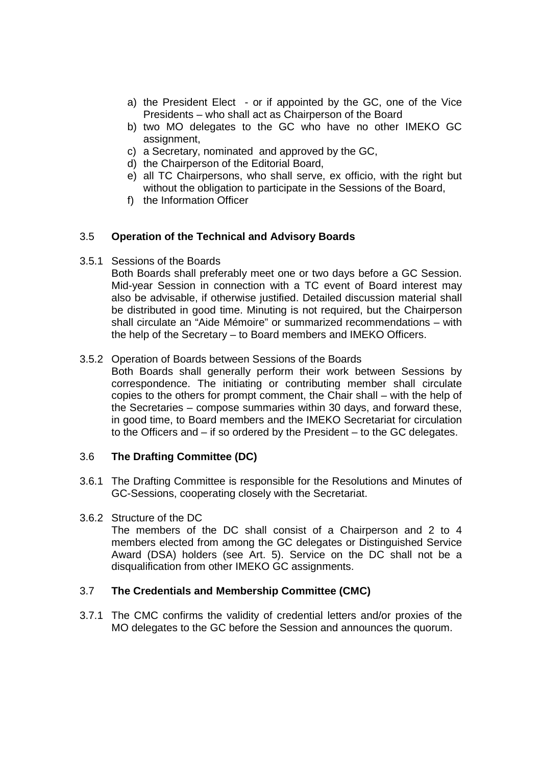a) the President Elect - or if appointed by the GC, one of the Vice Presidents – who shall act as Chairperson of the Board
b) two MO delegates to the GC who have no other IMEKO GC assignment,
c) a Secretary, nominated and approved by the GC,
d) the Chairperson of the Editorial Board,
e) all TC Chairpersons, who shall serve, ex officio, with the right but without the obligation to participate in the Sessions of the Board,
f) the Information Officer

### 3.5 Operation of the Technical and Advisory Boards

3.5.1 Sessions of the Boards

Both Boards shall preferably meet one or two days before a GC Session. Mid-year Session in connection with a TC event of Board interest may also be advisable, if otherwise justified. Detailed discussion material shall be distributed in good time. Minuting is not required, but the Chairperson shall circulate an "Aide Mémoire" or summarized recommendations – with the help of the Secretary – to Board members and IMEKO Officers.

3.5.2 Operation of Boards between Sessions of the Boards

Both Boards shall generally perform their work between Sessions by correspondence. The initiating or contributing member shall circulate copies to the others for prompt comment, the Chair shall – with the help of the Secretaries – compose summaries within 30 days, and forward these, in good time, to Board members and the IMEKO Secretariat for circulation to the Officers and – if so ordered by the President – to the GC delegates.

### 3.6 The Drafting Committee (DC)

3.6.1 The Drafting Committee is responsible for the Resolutions and Minutes of GC-Sessions, cooperating closely with the Secretariat.

3.6.2 Structure of the DC

The members of the DC shall consist of a Chairperson and 2 to 4 members elected from among the GC delegates or Distinguished Service Award (DSA) holders (see Art. 5). Service on the DC shall not be a disqualification from other IMEKO GC assignments.

### 3.7 The Credentials and Membership Committee (CMC)

3.7.1 The CMC confirms the validity of credential letters and/or proxies of the MO delegates to the GC before the Session and announces the quorum.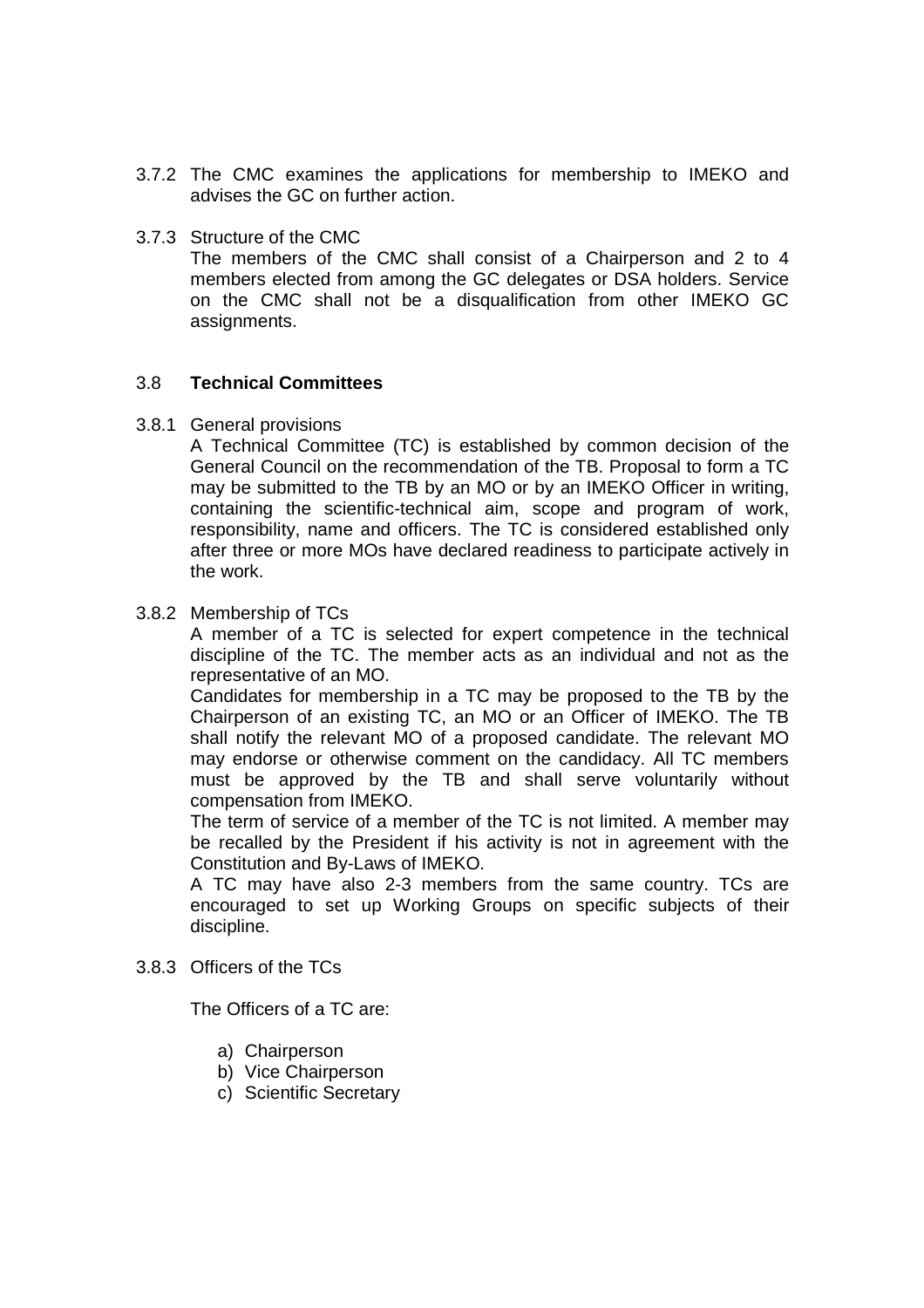3.7.2 The CMC examines the applications for membership to IMEKO and advises the GC on further action.

3.7.3 Structure of the CMC

The members of the CMC shall consist of a Chairperson and 2 to 4 members elected from among the GC delegates or DSA holders. Service on the CMC shall not be a disqualification from other IMEKO GC assignments.

### 3.8 **Technical Committees**

3.8.1 General provisions

A Technical Committee (TC) is established by common decision of the General Council on the recommendation of the TB. Proposal to form a TC may be submitted to the TB by an MO or by an IMEKO Officer in writing, containing the scientific-technical aim, scope and program of work, responsibility, name and officers. The TC is considered established only after three or more MOs have declared readiness to participate actively in the work.

3.8.2 Membership of TCs

A member of a TC is selected for expert competence in the technical discipline of the TC. The member acts as an individual and not as the representative of an MO.

Candidates for membership in a TC may be proposed to the TB by the Chairperson of an existing TC, an MO or an Officer of IMEKO. The TB shall notify the relevant MO of a proposed candidate. The relevant MO may endorse or otherwise comment on the candidacy. All TC members must be approved by the TB and shall serve voluntarily without compensation from IMEKO.

The term of service of a member of the TC is not limited. A member may be recalled by the President if his activity is not in agreement with the Constitution and By-Laws of IMEKO.

A TC may have also 2-3 members from the same country. TCs are encouraged to set up Working Groups on specific subjects of their discipline.

3.8.3 Officers of the TCs

The Officers of a TC are:

a) Chairperson
b) Vice Chairperson
c) Scientific Secretary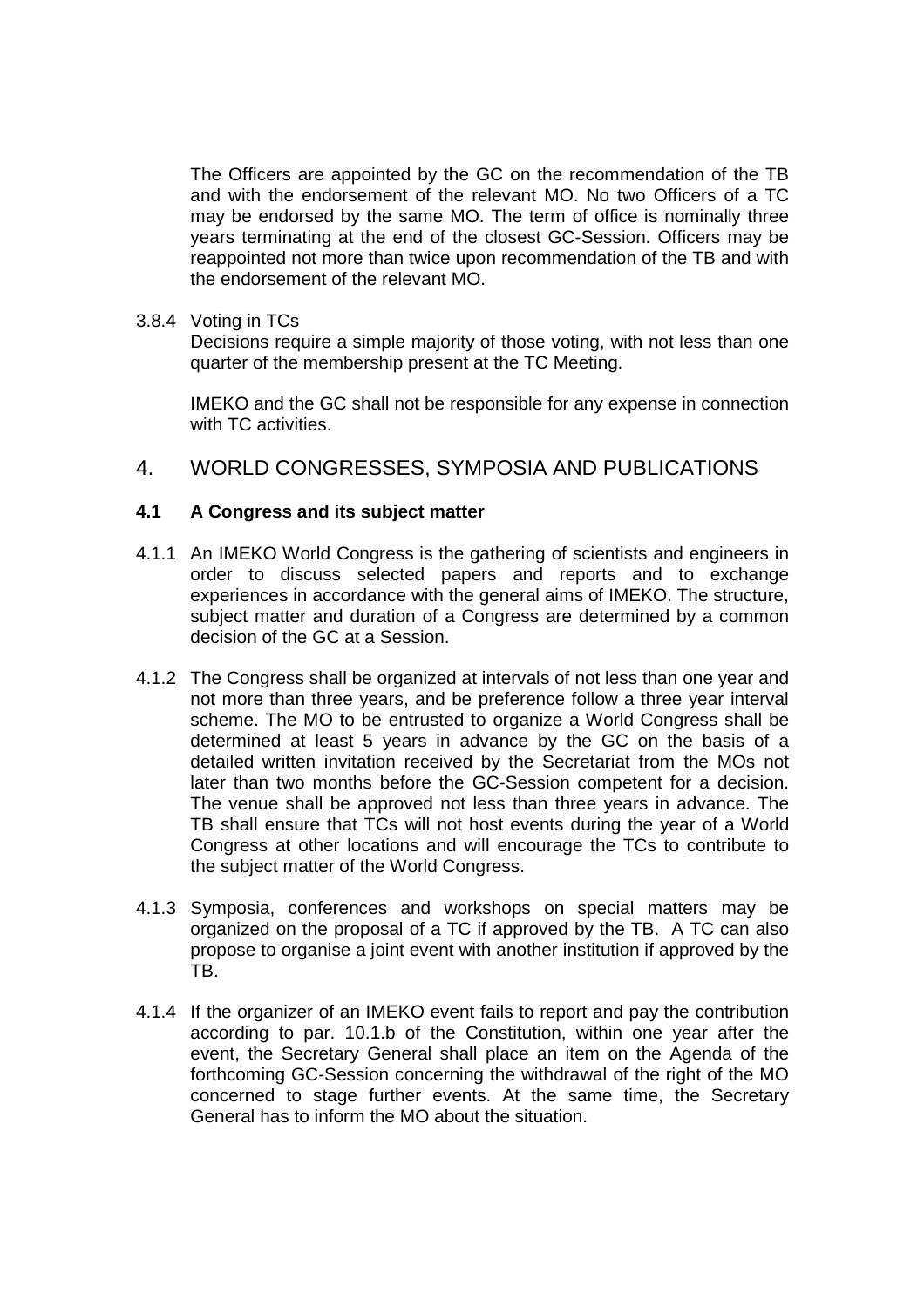The Officers are appointed by the GC on the recommendation of the TB and with the endorsement of the relevant MO. No two Officers of a TC may be endorsed by the same MO. The term of office is nominally three years terminating at the end of the closest GC-Session. Officers may be reappointed not more than twice upon recommendation of the TB and with the endorsement of the relevant MO.

3.8.4 Voting in TCs

Decisions require a simple majority of those voting, with not less than one quarter of the membership present at the TC Meeting.

IMEKO and the GC shall not be responsible for any expense in connection with TC activities.

## 4. WORLD CONGRESSES, SYMPOSIA AND PUBLICATIONS

### 4.1 A Congress and its subject matter

4.1.1 An IMEKO World Congress is the gathering of scientists and engineers in order to discuss selected papers and reports and to exchange experiences in accordance with the general aims of IMEKO. The structure, subject matter and duration of a Congress are determined by a common decision of the GC at a Session.

4.1.2 The Congress shall be organized at intervals of not less than one year and not more than three years, and be preference follow a three year interval scheme. The MO to be entrusted to organize a World Congress shall be determined at least 5 years in advance by the GC on the basis of a detailed written invitation received by the Secretariat from the MOs not later than two months before the GC-Session competent for a decision. The venue shall be approved not less than three years in advance. The TB shall ensure that TCs will not host events during the year of a World Congress at other locations and will encourage the TCs to contribute to the subject matter of the World Congress.

4.1.3 Symposia, conferences and workshops on special matters may be organized on the proposal of a TC if approved by the TB. A TC can also propose to organise a joint event with another institution if approved by the TB.

4.1.4 If the organizer of an IMEKO event fails to report and pay the contribution according to par. 10.1.b of the Constitution, within one year after the event, the Secretary General shall place an item on the Agenda of the forthcoming GC-Session concerning the withdrawal of the right of the MO concerned to stage further events. At the same time, the Secretary General has to inform the MO about the situation.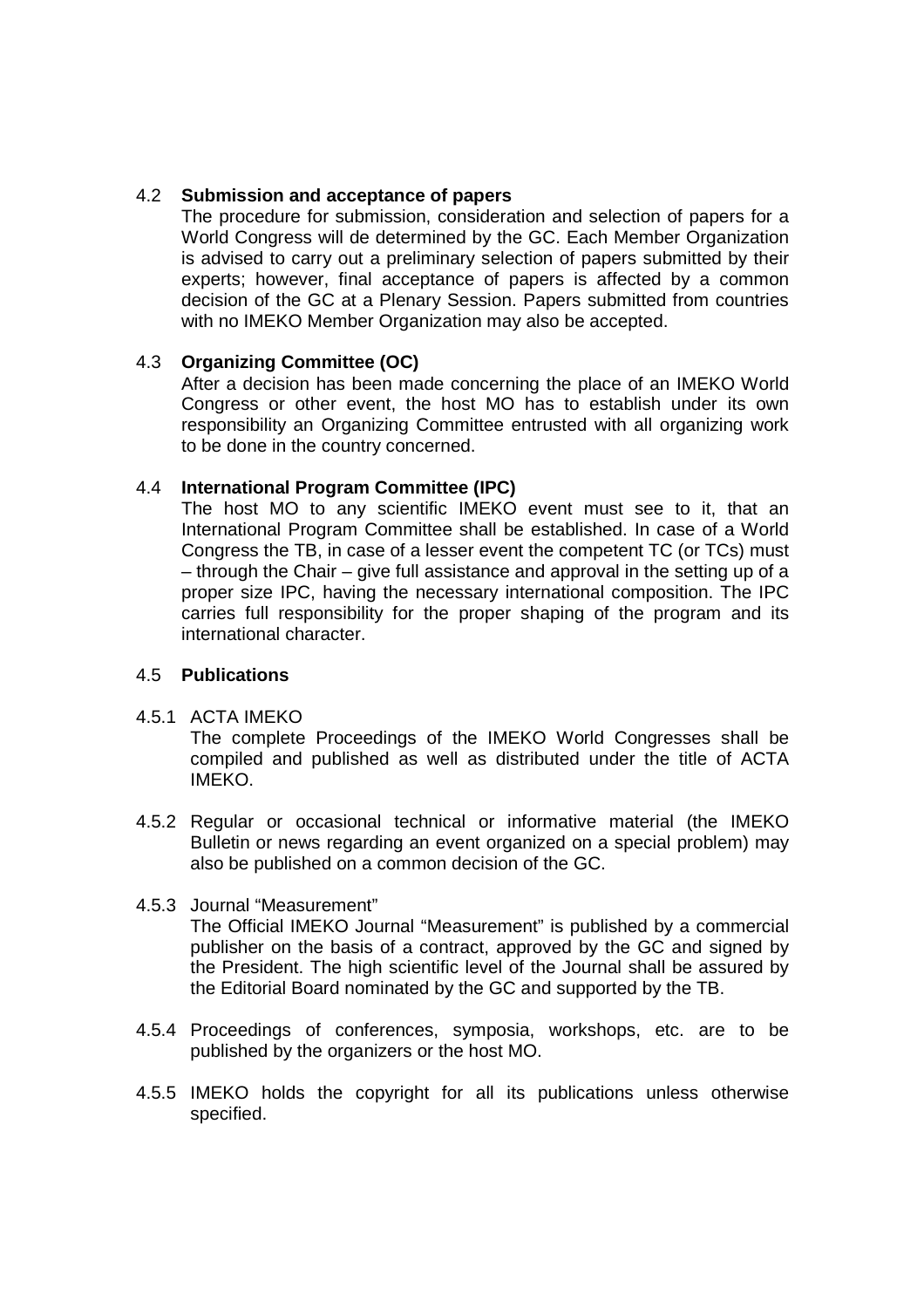### 4.2 Submission and acceptance of papers

The procedure for submission, consideration and selection of papers for a World Congress will de determined by the GC. Each Member Organization is advised to carry out a preliminary selection of papers submitted by their experts; however, final acceptance of papers is affected by a common decision of the GC at a Plenary Session. Papers submitted from countries with no IMEKO Member Organization may also be accepted.

### 4.3 Organizing Committee (OC)

After a decision has been made concerning the place of an IMEKO World Congress or other event, the host MO has to establish under its own responsibility an Organizing Committee entrusted with all organizing work to be done in the country concerned.

### 4.4 International Program Committee (IPC)

The host MO to any scientific IMEKO event must see to it, that an International Program Committee shall be established. In case of a World Congress the TB, in case of a lesser event the competent TC (or TCs) must – through the Chair – give full assistance and approval in the setting up of a proper size IPC, having the necessary international composition. The IPC carries full responsibility for the proper shaping of the program and its international character.

### 4.5 Publications

4.5.1 ACTA IMEKO

The complete Proceedings of the IMEKO World Congresses shall be compiled and published as well as distributed under the title of ACTA IMEKO.

4.5.2 Regular or occasional technical or informative material (the IMEKO Bulletin or news regarding an event organized on a special problem) may also be published on a common decision of the GC.

4.5.3 Journal “Measurement”

The Official IMEKO Journal “Measurement” is published by a commercial publisher on the basis of a contract, approved by the GC and signed by the President. The high scientific level of the Journal shall be assured by the Editorial Board nominated by the GC and supported by the TB.

4.5.4 Proceedings of conferences, symposia, workshops, etc. are to be published by the organizers or the host MO.

4.5.5 IMEKO holds the copyright for all its publications unless otherwise specified.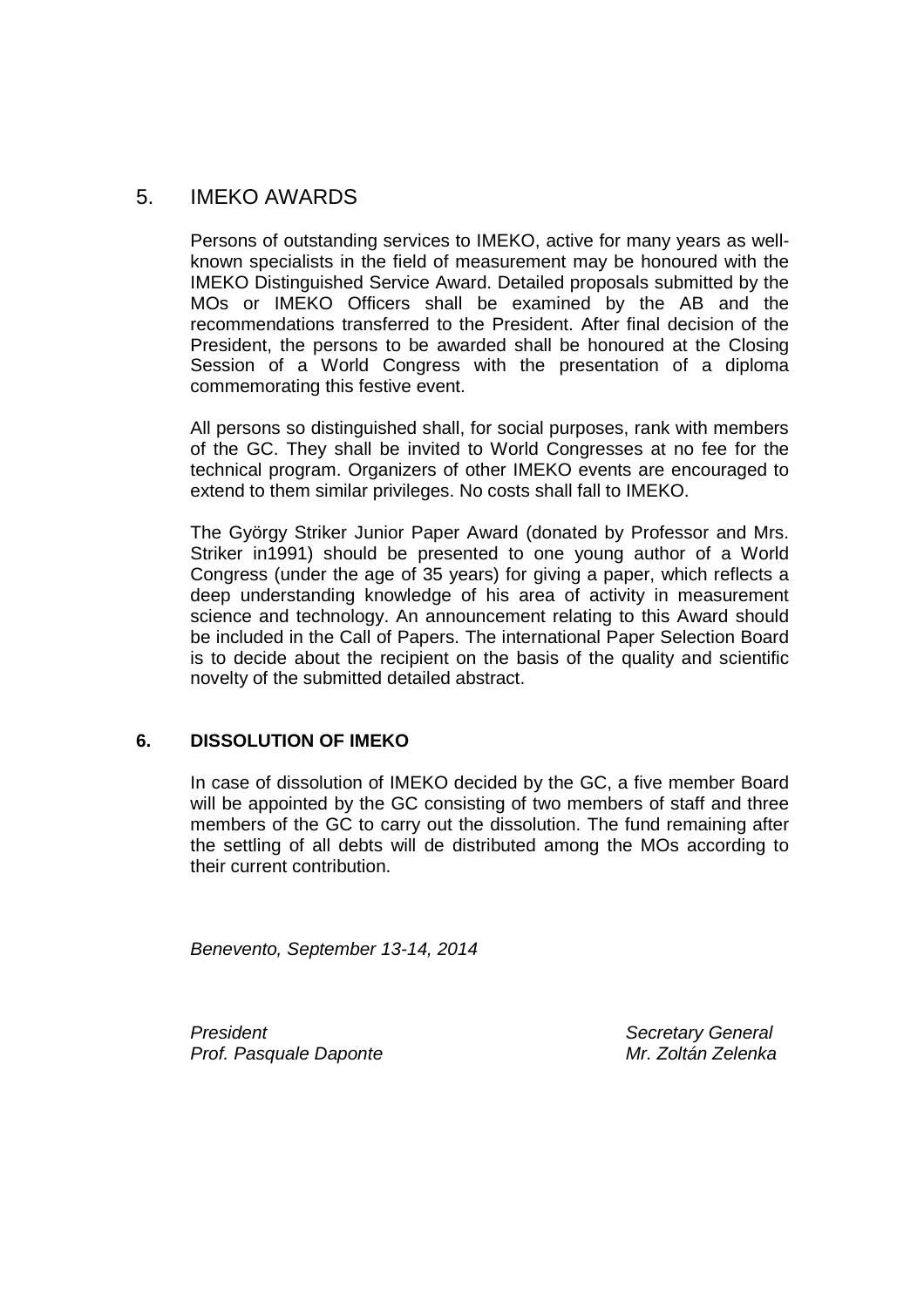## 5. IMEKO AWARDS

Persons of outstanding services to IMEKO, active for many years as well-known specialists in the field of measurement may be honoured with the IMEKO Distinguished Service Award. Detailed proposals submitted by the MOs or IMEKO Officers shall be examined by the AB and the recommendations transferred to the President. After final decision of the President, the persons to be awarded shall be honoured at the Closing Session of a World Congress with the presentation of a diploma commemorating this festive event.

All persons so distinguished shall, for social purposes, rank with members of the GC. They shall be invited to World Congresses at no fee for the technical program. Organizers of other IMEKO events are encouraged to extend to them similar privileges. No costs shall fall to IMEKO.

The György Striker Junior Paper Award (donated by Professor and Mrs. Striker in1991) should be presented to one young author of a World Congress (under the age of 35 years) for giving a paper, which reflects a deep understanding knowledge of his area of activity in measurement science and technology. An announcement relating to this Award should be included in the Call of Papers. The international Paper Selection Board is to decide about the recipient on the basis of the quality and scientific novelty of the submitted detailed abstract.

## 6. DISSOLUTION OF IMEKO

In case of dissolution of IMEKO decided by the GC, a five member Board will be appointed by the GC consisting of two members of staff and three members of the GC to carry out the dissolution. The fund remaining after the settling of all debts will de distributed among the MOs according to their current contribution.

*Benevento, September 13-14, 2014*

*President*
*Prof. Pasquale Daponte*

*Secretary General*
*Mr. Zoltán Zelenka*